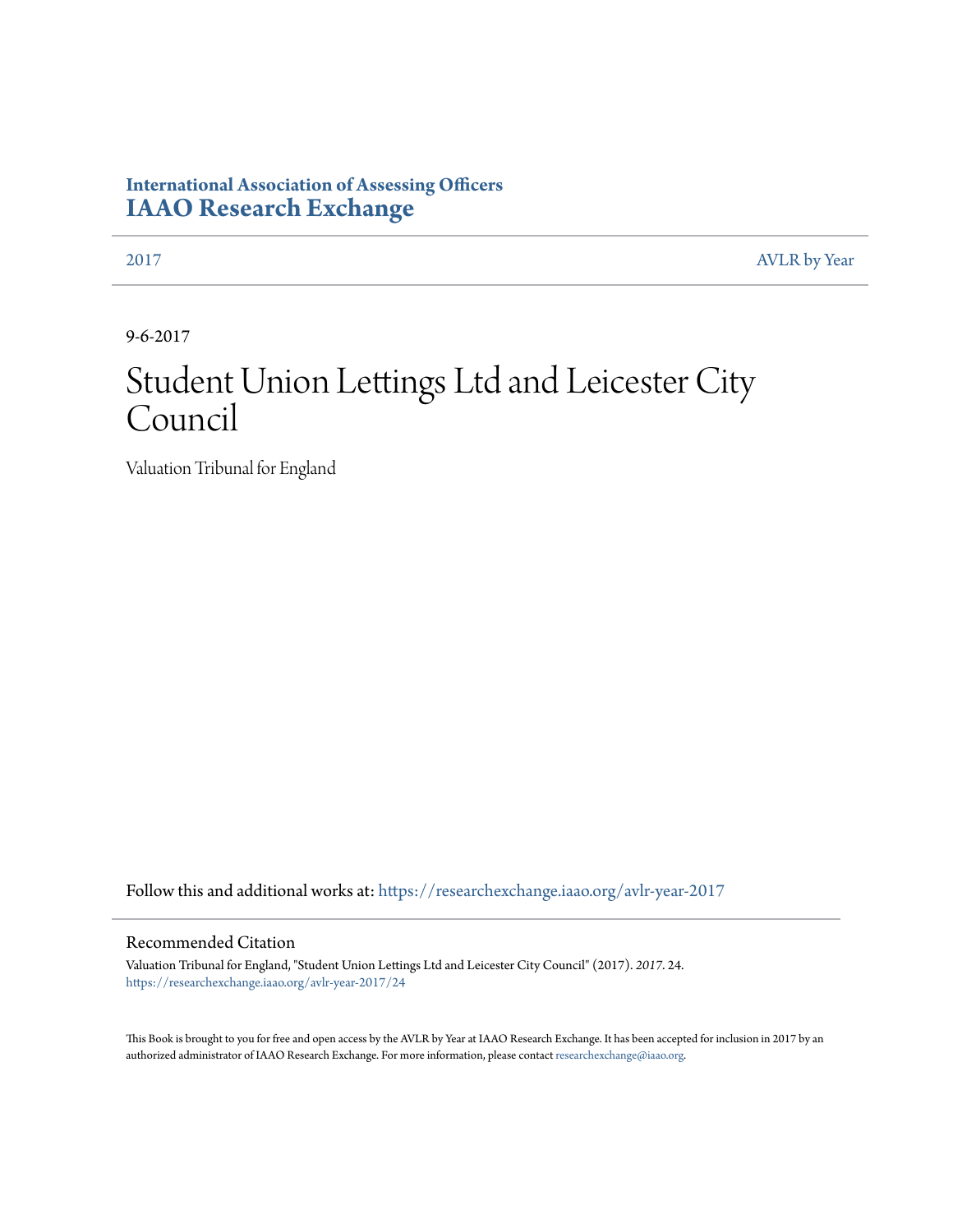**International Association of Assessing Officers**
**IAAO Research Exchange**

2017 | AVLR by Year

9-6-2017

# Student Union Lettings Ltd and Leicester City Council

Valuation Tribunal for England

Follow this and additional works at: https://researchexchange.iaao.org/avlr-year-2017

## Recommended Citation

Valuation Tribunal for England, "Student Union Lettings Ltd and Leicester City Council" (2017). *2017*. 24.
https://researchexchange.iaao.org/avlr-year-2017/24

This Book is brought to you for free and open access by the AVLR by Year at IAAO Research Exchange. It has been accepted for inclusion in 2017 by an authorized administrator of IAAO Research Exchange. For more information, please contact researchexchange@iaao.org.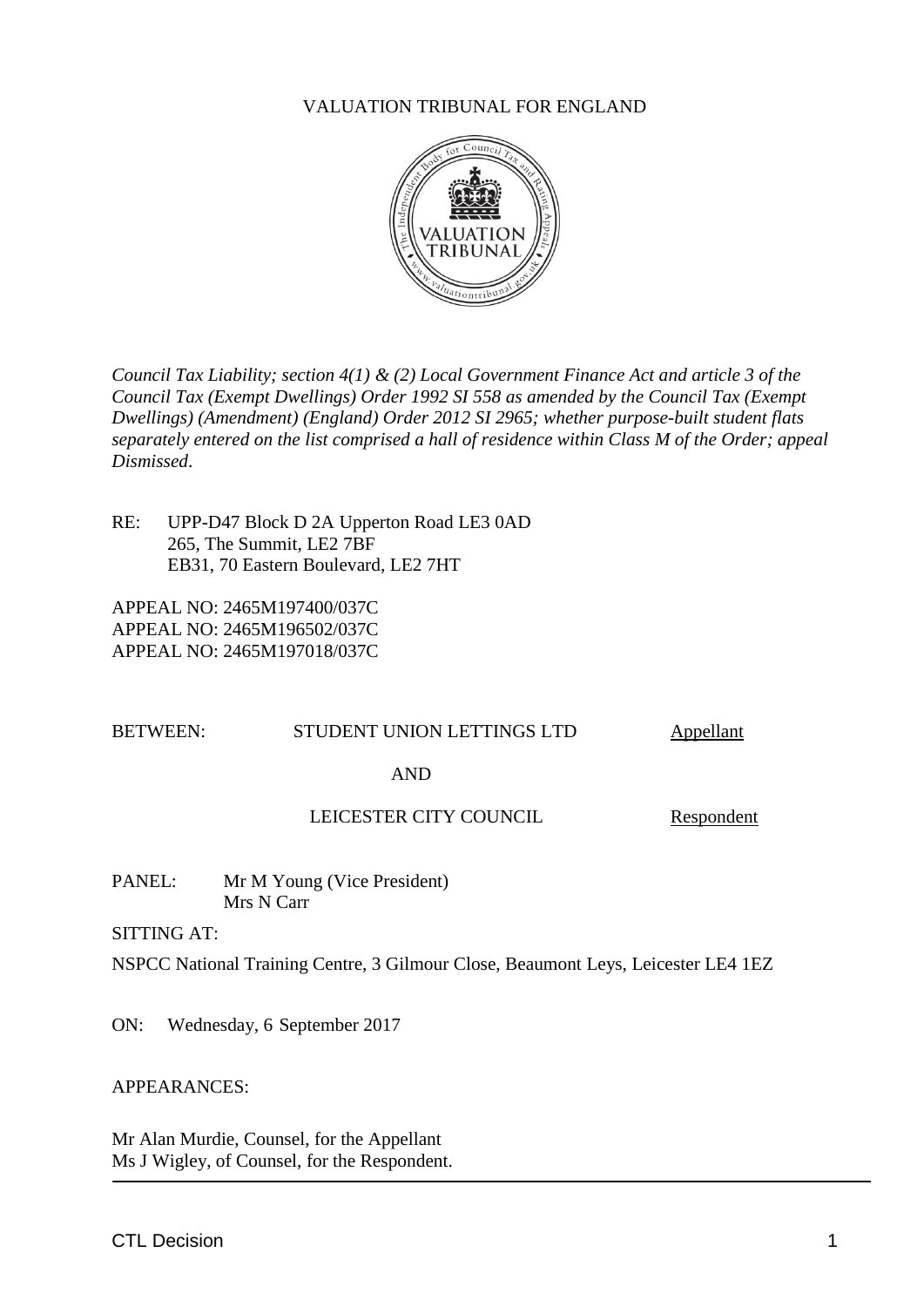VALUATION TRIBUNAL FOR ENGLAND

*Council Tax Liability; section 4(1) & (2) Local Government Finance Act and article 3 of the Council Tax (Exempt Dwellings) Order 1992 SI 558 as amended by the Council Tax (Exempt Dwellings) (Amendment) (England) Order 2012 SI 2965; whether purpose-built student flats separately entered on the list comprised a hall of residence within Class M of the Order; appeal Dismissed.*

RE: UPP-D47 Block D 2A Upperton Road LE3 0AD
265, The Summit, LE2 7BF
EB31, 70 Eastern Boulevard, LE2 7HT

APPEAL NO: 2465M197400/037C
APPEAL NO: 2465M196502/037C
APPEAL NO: 2465M197018/037C

BETWEEN: STUDENT UNION LETTINGS LTD Appellant

AND

LEICESTER CITY COUNCIL Respondent

PANEL: Mr M Young (Vice President)
Mrs N Carr

SITTING AT:

NSPCC National Training Centre, 3 Gilmour Close, Beaumont Leys, Leicester LE4 1EZ

ON: Wednesday, 6 September 2017

APPEARANCES:

Mr Alan Murdie, Counsel, for the Appellant
Ms J Wigley, of Counsel, for the Respondent.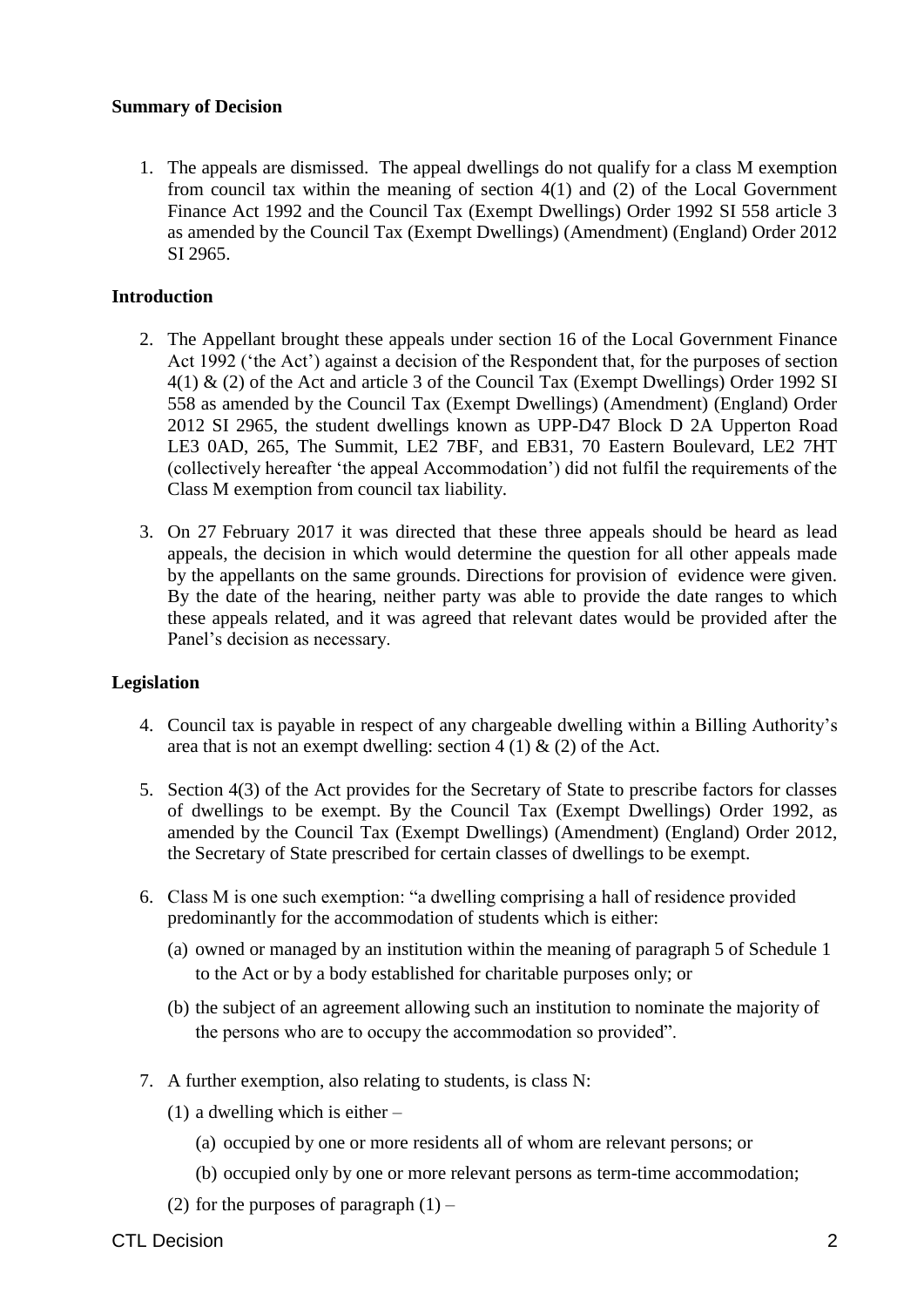### Summary of Decision

1. The appeals are dismissed. The appeal dwellings do not qualify for a class M exemption from council tax within the meaning of section 4(1) and (2) of the Local Government Finance Act 1992 and the Council Tax (Exempt Dwellings) Order 1992 SI 558 article 3 as amended by the Council Tax (Exempt Dwellings) (Amendment) (England) Order 2012 SI 2965.

### Introduction

2. The Appellant brought these appeals under section 16 of the Local Government Finance Act 1992 ('the Act') against a decision of the Respondent that, for the purposes of section 4(1) & (2) of the Act and article 3 of the Council Tax (Exempt Dwellings) Order 1992 SI 558 as amended by the Council Tax (Exempt Dwellings) (Amendment) (England) Order 2012 SI 2965, the student dwellings known as UPP-D47 Block D 2A Upperton Road LE3 0AD, 265, The Summit, LE2 7BF, and EB31, 70 Eastern Boulevard, LE2 7HT (collectively hereafter 'the appeal Accommodation') did not fulfil the requirements of the Class M exemption from council tax liability.

3. On 27 February 2017 it was directed that these three appeals should be heard as lead appeals, the decision in which would determine the question for all other appeals made by the appellants on the same grounds. Directions for provision of evidence were given. By the date of the hearing, neither party was able to provide the date ranges to which these appeals related, and it was agreed that relevant dates would be provided after the Panel's decision as necessary.

### Legislation

4. Council tax is payable in respect of any chargeable dwelling within a Billing Authority's area that is not an exempt dwelling: section 4 (1) & (2) of the Act.

5. Section 4(3) of the Act provides for the Secretary of State to prescribe factors for classes of dwellings to be exempt. By the Council Tax (Exempt Dwellings) Order 1992, as amended by the Council Tax (Exempt Dwellings) (Amendment) (England) Order 2012, the Secretary of State prescribed for certain classes of dwellings to be exempt.

6. Class M is one such exemption: "a dwelling comprising a hall of residence provided predominantly for the accommodation of students which is either:
   (a) owned or managed by an institution within the meaning of paragraph 5 of Schedule 1 to the Act or by a body established for charitable purposes only; or
   (b) the subject of an agreement allowing such an institution to nominate the majority of the persons who are to occupy the accommodation so provided".

7. A further exemption, also relating to students, is class N:
   (1) a dwelling which is either –
      (a) occupied by one or more residents all of whom are relevant persons; or
      (b) occupied only by one or more relevant persons as term-time accommodation;
   (2) for the purposes of paragraph (1) –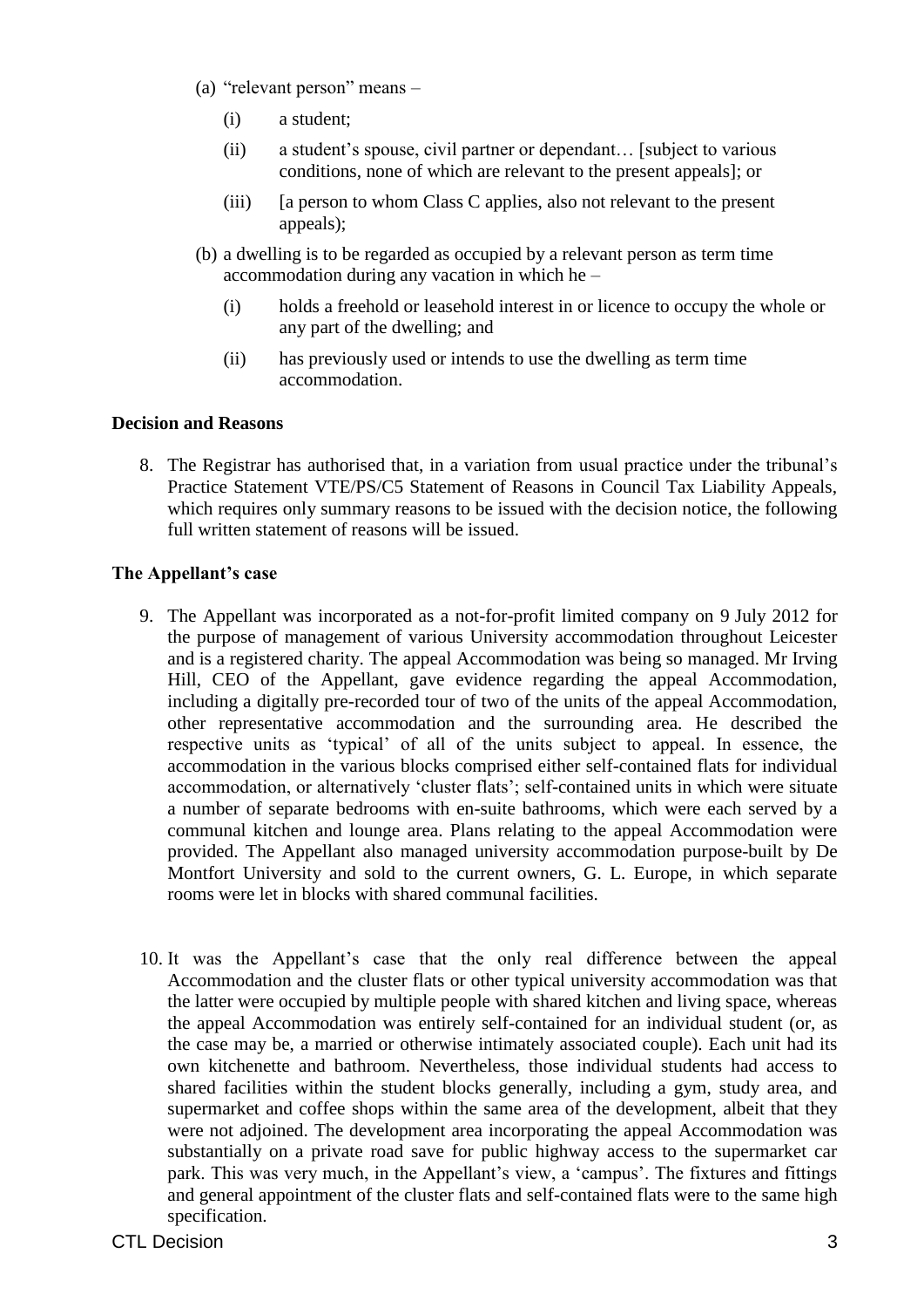(a) "relevant person" means –

   (i) a student;

   (ii) a student's spouse, civil partner or dependant… [subject to various conditions, none of which are relevant to the present appeals]; or

   (iii) [a person to whom Class C applies, also not relevant to the present appeals);

(b) a dwelling is to be regarded as occupied by a relevant person as term time accommodation during any vacation in which he –

   (i) holds a freehold or leasehold interest in or licence to occupy the whole or any part of the dwelling; and

   (ii) has previously used or intends to use the dwelling as term time accommodation.

**Decision and Reasons**

8. The Registrar has authorised that, in a variation from usual practice under the tribunal's Practice Statement VTE/PS/C5 Statement of Reasons in Council Tax Liability Appeals, which requires only summary reasons to be issued with the decision notice, the following full written statement of reasons will be issued.

**The Appellant's case**

9. The Appellant was incorporated as a not-for-profit limited company on 9 July 2012 for the purpose of management of various University accommodation throughout Leicester and is a registered charity. The appeal Accommodation was being so managed. Mr Irving Hill, CEO of the Appellant, gave evidence regarding the appeal Accommodation, including a digitally pre-recorded tour of two of the units of the appeal Accommodation, other representative accommodation and the surrounding area. He described the respective units as 'typical' of all of the units subject to appeal. In essence, the accommodation in the various blocks comprised either self-contained flats for individual accommodation, or alternatively 'cluster flats'; self-contained units in which were situate a number of separate bedrooms with en-suite bathrooms, which were each served by a communal kitchen and lounge area. Plans relating to the appeal Accommodation were provided. The Appellant also managed university accommodation purpose-built by De Montfort University and sold to the current owners, G. L. Europe, in which separate rooms were let in blocks with shared communal facilities.

10. It was the Appellant's case that the only real difference between the appeal Accommodation and the cluster flats or other typical university accommodation was that the latter were occupied by multiple people with shared kitchen and living space, whereas the appeal Accommodation was entirely self-contained for an individual student (or, as the case may be, a married or otherwise intimately associated couple). Each unit had its own kitchenette and bathroom. Nevertheless, those individual students had access to shared facilities within the student blocks generally, including a gym, study area, and supermarket and coffee shops within the same area of the development, albeit that they were not adjoined. The development area incorporating the appeal Accommodation was substantially on a private road save for public highway access to the supermarket car park. This was very much, in the Appellant's view, a 'campus'. The fixtures and fittings and general appointment of the cluster flats and self-contained flats were to the same high specification.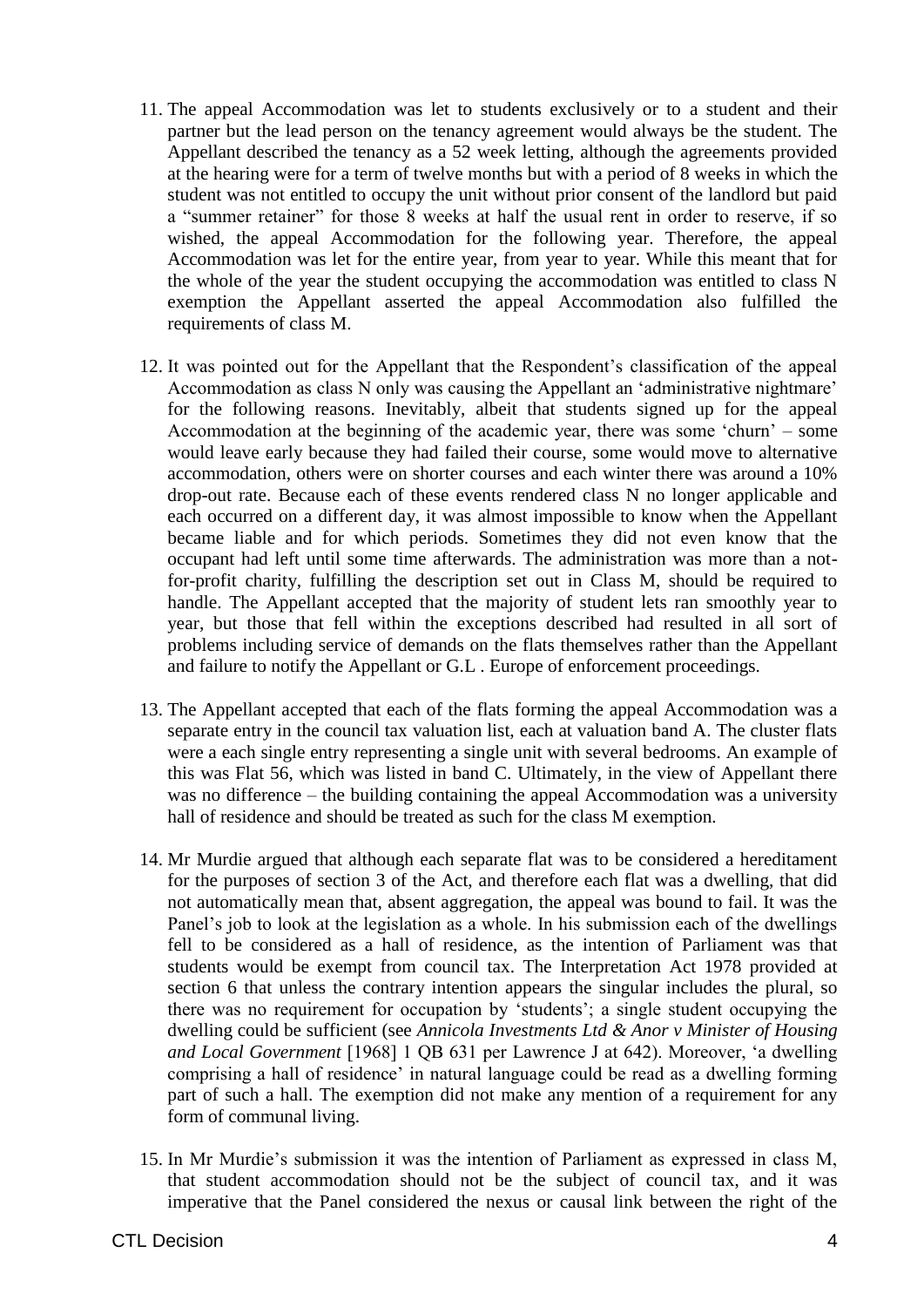11. The appeal Accommodation was let to students exclusively or to a student and their partner but the lead person on the tenancy agreement would always be the student. The Appellant described the tenancy as a 52 week letting, although the agreements provided at the hearing were for a term of twelve months but with a period of 8 weeks in which the student was not entitled to occupy the unit without prior consent of the landlord but paid a "summer retainer" for those 8 weeks at half the usual rent in order to reserve, if so wished, the appeal Accommodation for the following year. Therefore, the appeal Accommodation was let for the entire year, from year to year. While this meant that for the whole of the year the student occupying the accommodation was entitled to class N exemption the Appellant asserted the appeal Accommodation also fulfilled the requirements of class M.

12. It was pointed out for the Appellant that the Respondent's classification of the appeal Accommodation as class N only was causing the Appellant an 'administrative nightmare' for the following reasons. Inevitably, albeit that students signed up for the appeal Accommodation at the beginning of the academic year, there was some 'churn' – some would leave early because they had failed their course, some would move to alternative accommodation, others were on shorter courses and each winter there was around a 10% drop-out rate. Because each of these events rendered class N no longer applicable and each occurred on a different day, it was almost impossible to know when the Appellant became liable and for which periods. Sometimes they did not even know that the occupant had left until some time afterwards. The administration was more than a not-for-profit charity, fulfilling the description set out in Class M, should be required to handle. The Appellant accepted that the majority of student lets ran smoothly year to year, but those that fell within the exceptions described had resulted in all sort of problems including service of demands on the flats themselves rather than the Appellant and failure to notify the Appellant or G.L . Europe of enforcement proceedings.

13. The Appellant accepted that each of the flats forming the appeal Accommodation was a separate entry in the council tax valuation list, each at valuation band A. The cluster flats were a each single entry representing a single unit with several bedrooms. An example of this was Flat 56, which was listed in band C. Ultimately, in the view of Appellant there was no difference – the building containing the appeal Accommodation was a university hall of residence and should be treated as such for the class M exemption.

14. Mr Murdie argued that although each separate flat was to be considered a hereditament for the purposes of section 3 of the Act, and therefore each flat was a dwelling, that did not automatically mean that, absent aggregation, the appeal was bound to fail. It was the Panel's job to look at the legislation as a whole. In his submission each of the dwellings fell to be considered as a hall of residence, as the intention of Parliament was that students would be exempt from council tax. The Interpretation Act 1978 provided at section 6 that unless the contrary intention appears the singular includes the plural, so there was no requirement for occupation by 'students'; a single student occupying the dwelling could be sufficient (see *Annicola Investments Ltd & Anor v Minister of Housing and Local Government* [1968] 1 QB 631 per Lawrence J at 642). Moreover, 'a dwelling comprising a hall of residence' in natural language could be read as a dwelling forming part of such a hall. The exemption did not make any mention of a requirement for any form of communal living.

15. In Mr Murdie's submission it was the intention of Parliament as expressed in class M, that student accommodation should not be the subject of council tax, and it was imperative that the Panel considered the nexus or causal link between the right of the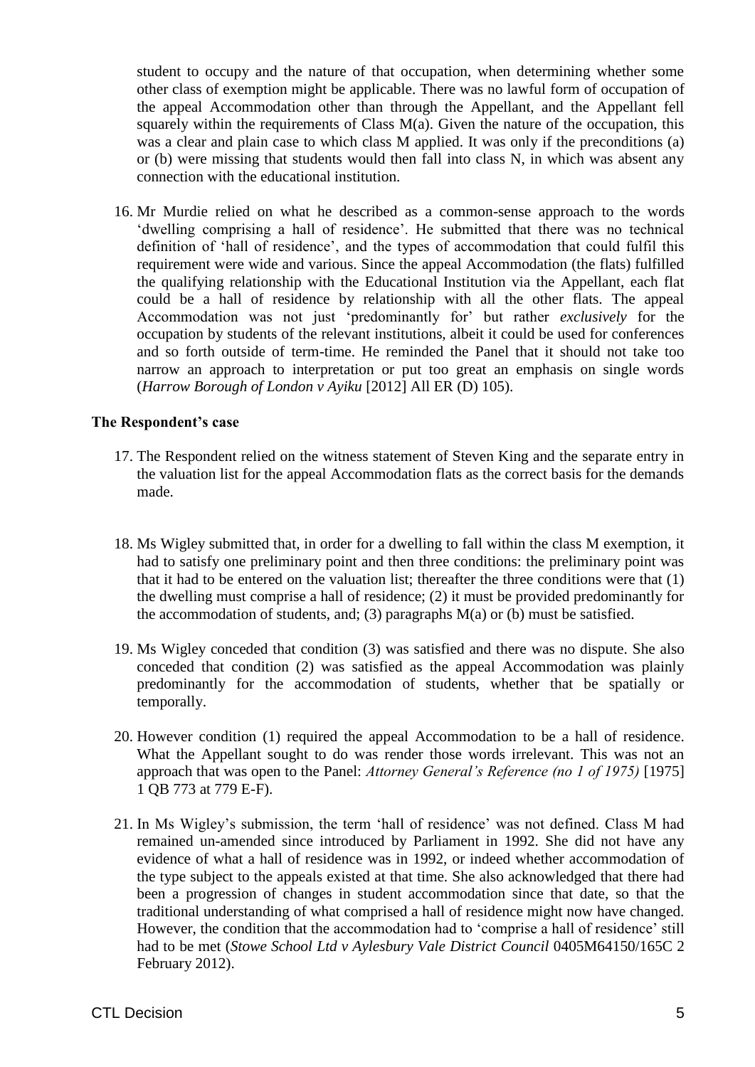student to occupy and the nature of that occupation, when determining whether some other class of exemption might be applicable. There was no lawful form of occupation of the appeal Accommodation other than through the Appellant, and the Appellant fell squarely within the requirements of Class M(a). Given the nature of the occupation, this was a clear and plain case to which class M applied. It was only if the preconditions (a) or (b) were missing that students would then fall into class N, in which was absent any connection with the educational institution.

16. Mr Murdie relied on what he described as a common-sense approach to the words 'dwelling comprising a hall of residence'. He submitted that there was no technical definition of 'hall of residence', and the types of accommodation that could fulfil this requirement were wide and various. Since the appeal Accommodation (the flats) fulfilled the qualifying relationship with the Educational Institution via the Appellant, each flat could be a hall of residence by relationship with all the other flats. The appeal Accommodation was not just 'predominantly for' but rather *exclusively* for the occupation by students of the relevant institutions, albeit it could be used for conferences and so forth outside of term-time. He reminded the Panel that it should not take too narrow an approach to interpretation or put too great an emphasis on single words (*Harrow Borough of London v Ayiku* [2012] All ER (D) 105).

**The Respondent's case**

17. The Respondent relied on the witness statement of Steven King and the separate entry in the valuation list for the appeal Accommodation flats as the correct basis for the demands made.

18. Ms Wigley submitted that, in order for a dwelling to fall within the class M exemption, it had to satisfy one preliminary point and then three conditions: the preliminary point was that it had to be entered on the valuation list; thereafter the three conditions were that (1) the dwelling must comprise a hall of residence; (2) it must be provided predominantly for the accommodation of students, and; (3) paragraphs M(a) or (b) must be satisfied.

19. Ms Wigley conceded that condition (3) was satisfied and there was no dispute. She also conceded that condition (2) was satisfied as the appeal Accommodation was plainly predominantly for the accommodation of students, whether that be spatially or temporally.

20. However condition (1) required the appeal Accommodation to be a hall of residence. What the Appellant sought to do was render those words irrelevant. This was not an approach that was open to the Panel: *Attorney General's Reference (no 1 of 1975)* [1975] 1 QB 773 at 779 E-F).

21. In Ms Wigley's submission, the term 'hall of residence' was not defined. Class M had remained un-amended since introduced by Parliament in 1992. She did not have any evidence of what a hall of residence was in 1992, or indeed whether accommodation of the type subject to the appeals existed at that time. She also acknowledged that there had been a progression of changes in student accommodation since that date, so that the traditional understanding of what comprised a hall of residence might now have changed. However, the condition that the accommodation had to 'comprise a hall of residence' still had to be met (*Stowe School Ltd v Aylesbury Vale District Council* 0405M64150/165C 2 February 2012).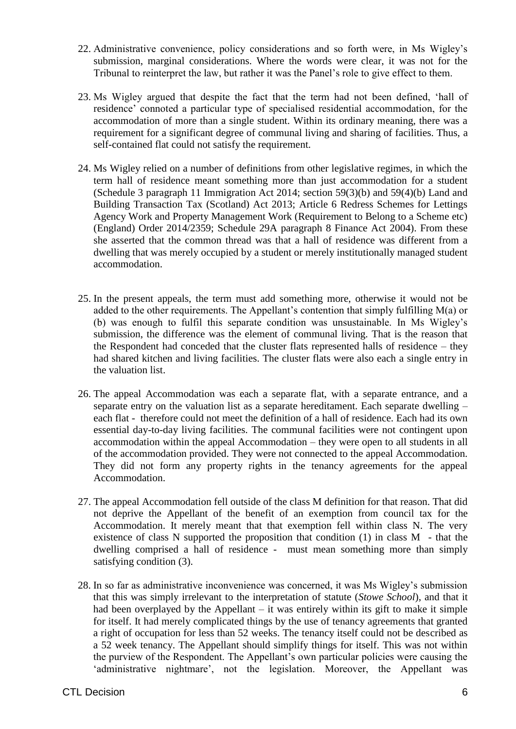22. Administrative convenience, policy considerations and so forth were, in Ms Wigley's submission, marginal considerations. Where the words were clear, it was not for the Tribunal to reinterpret the law, but rather it was the Panel's role to give effect to them.

23. Ms Wigley argued that despite the fact that the term had not been defined, 'hall of residence' connoted a particular type of specialised residential accommodation, for the accommodation of more than a single student. Within its ordinary meaning, there was a requirement for a significant degree of communal living and sharing of facilities. Thus, a self-contained flat could not satisfy the requirement.

24. Ms Wigley relied on a number of definitions from other legislative regimes, in which the term hall of residence meant something more than just accommodation for a student (Schedule 3 paragraph 11 Immigration Act 2014; section 59(3)(b) and 59(4)(b) Land and Building Transaction Tax (Scotland) Act 2013; Article 6 Redress Schemes for Lettings Agency Work and Property Management Work (Requirement to Belong to a Scheme etc) (England) Order 2014/2359; Schedule 29A paragraph 8 Finance Act 2004). From these she asserted that the common thread was that a hall of residence was different from a dwelling that was merely occupied by a student or merely institutionally managed student accommodation.

25. In the present appeals, the term must add something more, otherwise it would not be added to the other requirements. The Appellant's contention that simply fulfilling M(a) or (b) was enough to fulfil this separate condition was unsustainable. In Ms Wigley's submission, the difference was the element of communal living. That is the reason that the Respondent had conceded that the cluster flats represented halls of residence – they had shared kitchen and living facilities. The cluster flats were also each a single entry in the valuation list.

26. The appeal Accommodation was each a separate flat, with a separate entrance, and a separate entry on the valuation list as a separate hereditament. Each separate dwelling – each flat - therefore could not meet the definition of a hall of residence. Each had its own essential day-to-day living facilities. The communal facilities were not contingent upon accommodation within the appeal Accommodation – they were open to all students in all of the accommodation provided. They were not connected to the appeal Accommodation. They did not form any property rights in the tenancy agreements for the appeal Accommodation.

27. The appeal Accommodation fell outside of the class M definition for that reason. That did not deprive the Appellant of the benefit of an exemption from council tax for the Accommodation. It merely meant that that exemption fell within class N. The very existence of class N supported the proposition that condition (1) in class M - that the dwelling comprised a hall of residence - must mean something more than simply satisfying condition (3).

28. In so far as administrative inconvenience was concerned, it was Ms Wigley's submission that this was simply irrelevant to the interpretation of statute (*Stowe School*), and that it had been overplayed by the Appellant – it was entirely within its gift to make it simple for itself. It had merely complicated things by the use of tenancy agreements that granted a right of occupation for less than 52 weeks. The tenancy itself could not be described as a 52 week tenancy. The Appellant should simplify things for itself. This was not within the purview of the Respondent. The Appellant's own particular policies were causing the 'administrative nightmare', not the legislation. Moreover, the Appellant was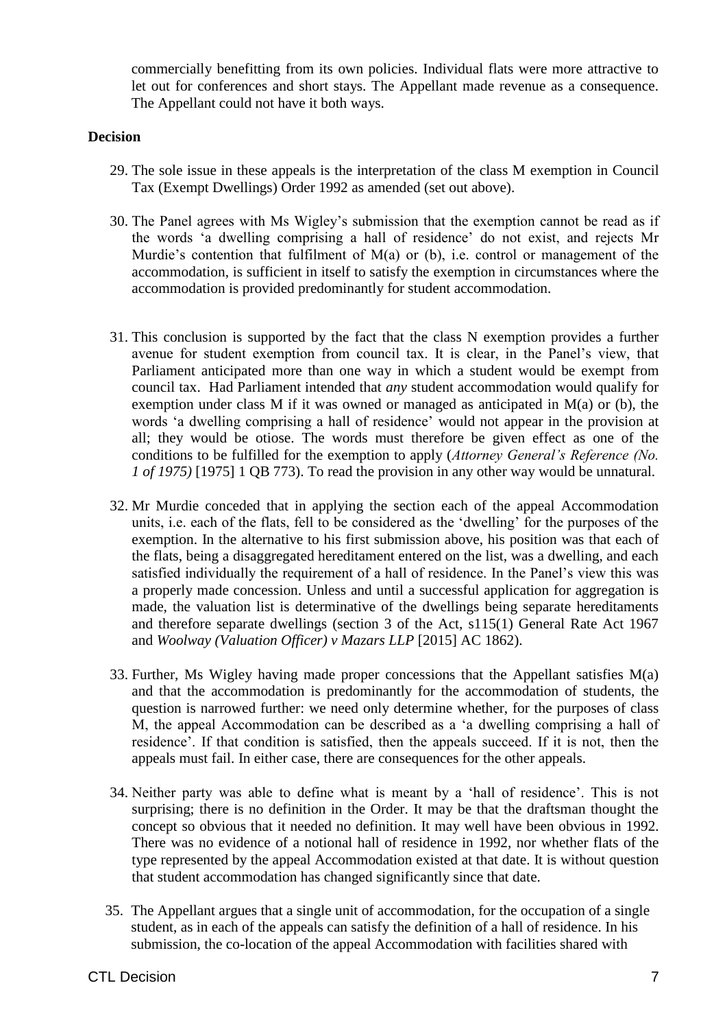commercially benefitting from its own policies. Individual flats were more attractive to let out for conferences and short stays. The Appellant made revenue as a consequence. The Appellant could not have it both ways.

**Decision**

29. The sole issue in these appeals is the interpretation of the class M exemption in Council Tax (Exempt Dwellings) Order 1992 as amended (set out above).

30. The Panel agrees with Ms Wigley's submission that the exemption cannot be read as if the words 'a dwelling comprising a hall of residence' do not exist, and rejects Mr Murdie's contention that fulfilment of M(a) or (b), i.e. control or management of the accommodation, is sufficient in itself to satisfy the exemption in circumstances where the accommodation is provided predominantly for student accommodation.

31. This conclusion is supported by the fact that the class N exemption provides a further avenue for student exemption from council tax. It is clear, in the Panel's view, that Parliament anticipated more than one way in which a student would be exempt from council tax. Had Parliament intended that *any* student accommodation would qualify for exemption under class M if it was owned or managed as anticipated in M(a) or (b), the words 'a dwelling comprising a hall of residence' would not appear in the provision at all; they would be otiose. The words must therefore be given effect as one of the conditions to be fulfilled for the exemption to apply (*Attorney General's Reference (No. 1 of 1975)* [1975] 1 QB 773). To read the provision in any other way would be unnatural.

32. Mr Murdie conceded that in applying the section each of the appeal Accommodation units, i.e. each of the flats, fell to be considered as the 'dwelling' for the purposes of the exemption. In the alternative to his first submission above, his position was that each of the flats, being a disaggregated hereditament entered on the list, was a dwelling, and each satisfied individually the requirement of a hall of residence. In the Panel's view this was a properly made concession. Unless and until a successful application for aggregation is made, the valuation list is determinative of the dwellings being separate hereditaments and therefore separate dwellings (section 3 of the Act, s115(1) General Rate Act 1967 and *Woolway (Valuation Officer) v Mazars LLP* [2015] AC 1862).

33. Further, Ms Wigley having made proper concessions that the Appellant satisfies M(a) and that the accommodation is predominantly for the accommodation of students, the question is narrowed further: we need only determine whether, for the purposes of class M, the appeal Accommodation can be described as a 'dwelling comprising a hall of residence'. If that condition is satisfied, then the appeals succeed. If it is not, then the appeals must fail. In either case, there are consequences for the other appeals.

34. Neither party was able to define what is meant by a 'hall of residence'. This is not surprising; there is no definition in the Order. It may be that the draftsman thought the concept so obvious that it needed no definition. It may well have been obvious in 1992. There was no evidence of a notional hall of residence in 1992, nor whether flats of the type represented by the appeal Accommodation existed at that date. It is without question that student accommodation has changed significantly since that date.

35. The Appellant argues that a single unit of accommodation, for the occupation of a single student, as in each of the appeals can satisfy the definition of a hall of residence. In his submission, the co-location of the appeal Accommodation with facilities shared with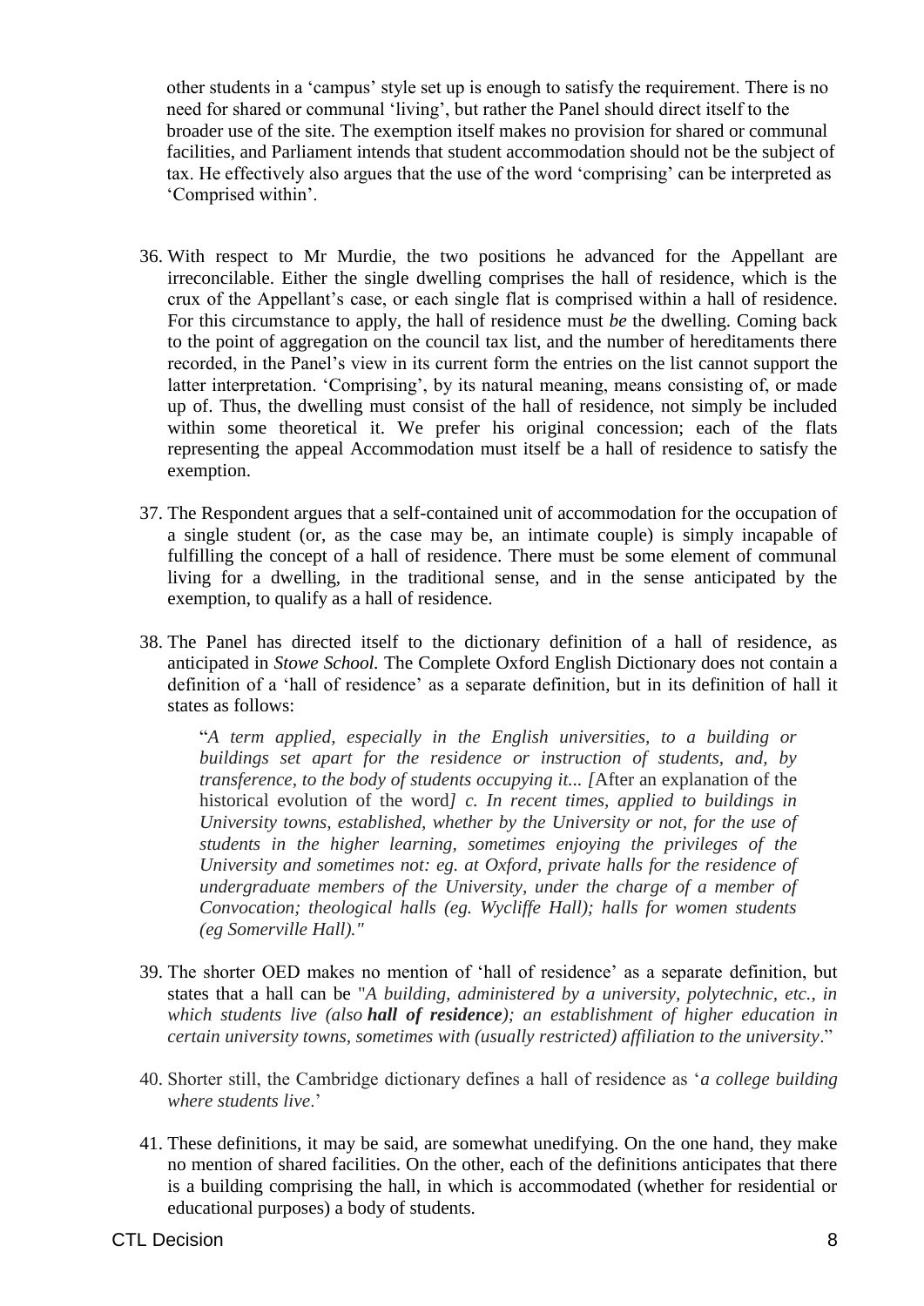other students in a 'campus' style set up is enough to satisfy the requirement. There is no need for shared or communal 'living', but rather the Panel should direct itself to the broader use of the site. The exemption itself makes no provision for shared or communal facilities, and Parliament intends that student accommodation should not be the subject of tax. He effectively also argues that the use of the word 'comprising' can be interpreted as 'Comprised within'.

36. With respect to Mr Murdie, the two positions he advanced for the Appellant are irreconcilable. Either the single dwelling comprises the hall of residence, which is the crux of the Appellant's case, or each single flat is comprised within a hall of residence. For this circumstance to apply, the hall of residence must *be* the dwelling. Coming back to the point of aggregation on the council tax list, and the number of hereditaments there recorded, in the Panel's view in its current form the entries on the list cannot support the latter interpretation. 'Comprising', by its natural meaning, means consisting of, or made up of. Thus, the dwelling must consist of the hall of residence, not simply be included within some theoretical it. We prefer his original concession; each of the flats representing the appeal Accommodation must itself be a hall of residence to satisfy the exemption.

37. The Respondent argues that a self-contained unit of accommodation for the occupation of a single student (or, as the case may be, an intimate couple) is simply incapable of fulfilling the concept of a hall of residence. There must be some element of communal living for a dwelling, in the traditional sense, and in the sense anticipated by the exemption, to qualify as a hall of residence.

38. The Panel has directed itself to the dictionary definition of a hall of residence, as anticipated in *Stowe School.* The Complete Oxford English Dictionary does not contain a definition of a 'hall of residence' as a separate definition, but in its definition of hall it states as follows:

    "*A term applied, especially in the English universities, to a building or buildings set apart for the residence or instruction of students, and, by transference, to the body of students occupying it... [*After an explanation of the historical evolution of the word*] c. In recent times, applied to buildings in University towns, established, whether by the University or not, for the use of students in the higher learning, sometimes enjoying the privileges of the University and sometimes not: eg. at Oxford, private halls for the residence of undergraduate members of the University, under the charge of a member of Convocation; theological halls (eg. Wycliffe Hall); halls for women students (eg Somerville Hall)."*

39. The shorter OED makes no mention of 'hall of residence' as a separate definition, but states that a hall can be "*A building, administered by a university, polytechnic, etc., in which students live (also **hall of residence**); an establishment of higher education in certain university towns, sometimes with (usually restricted) affiliation to the university*."

40. Shorter still, the Cambridge dictionary defines a hall of residence as '*a college building where students live*.'

41. These definitions, it may be said, are somewhat unedifying. On the one hand, they make no mention of shared facilities. On the other, each of the definitions anticipates that there is a building comprising the hall, in which is accommodated (whether for residential or educational purposes) a body of students.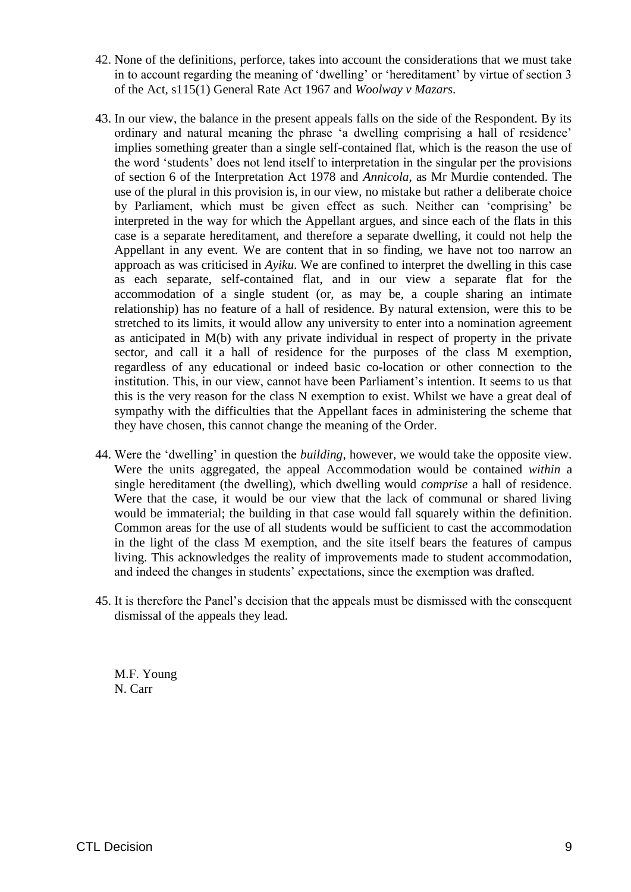42. None of the definitions, perforce, takes into account the considerations that we must take in to account regarding the meaning of 'dwelling' or 'hereditament' by virtue of section 3 of the Act, s115(1) General Rate Act 1967 and *Woolway v Mazars*.

43. In our view, the balance in the present appeals falls on the side of the Respondent. By its ordinary and natural meaning the phrase 'a dwelling comprising a hall of residence' implies something greater than a single self-contained flat, which is the reason the use of the word 'students' does not lend itself to interpretation in the singular per the provisions of section 6 of the Interpretation Act 1978 and *Annicola*, as Mr Murdie contended. The use of the plural in this provision is, in our view, no mistake but rather a deliberate choice by Parliament, which must be given effect as such. Neither can 'comprising' be interpreted in the way for which the Appellant argues, and since each of the flats in this case is a separate hereditament, and therefore a separate dwelling, it could not help the Appellant in any event. We are content that in so finding, we have not too narrow an approach as was criticised in *Ayiku*. We are confined to interpret the dwelling in this case as each separate, self-contained flat, and in our view a separate flat for the accommodation of a single student (or, as may be, a couple sharing an intimate relationship) has no feature of a hall of residence. By natural extension, were this to be stretched to its limits, it would allow any university to enter into a nomination agreement as anticipated in M(b) with any private individual in respect of property in the private sector, and call it a hall of residence for the purposes of the class M exemption, regardless of any educational or indeed basic co-location or other connection to the institution. This, in our view, cannot have been Parliament's intention. It seems to us that this is the very reason for the class N exemption to exist. Whilst we have a great deal of sympathy with the difficulties that the Appellant faces in administering the scheme that they have chosen, this cannot change the meaning of the Order.

44. Were the 'dwelling' in question the *building*, however, we would take the opposite view. Were the units aggregated, the appeal Accommodation would be contained *within* a single hereditament (the dwelling), which dwelling would *comprise* a hall of residence. Were that the case, it would be our view that the lack of communal or shared living would be immaterial; the building in that case would fall squarely within the definition. Common areas for the use of all students would be sufficient to cast the accommodation in the light of the class M exemption, and the site itself bears the features of campus living. This acknowledges the reality of improvements made to student accommodation, and indeed the changes in students' expectations, since the exemption was drafted.

45. It is therefore the Panel's decision that the appeals must be dismissed with the consequent dismissal of the appeals they lead.

M.F. Young
N. Carr